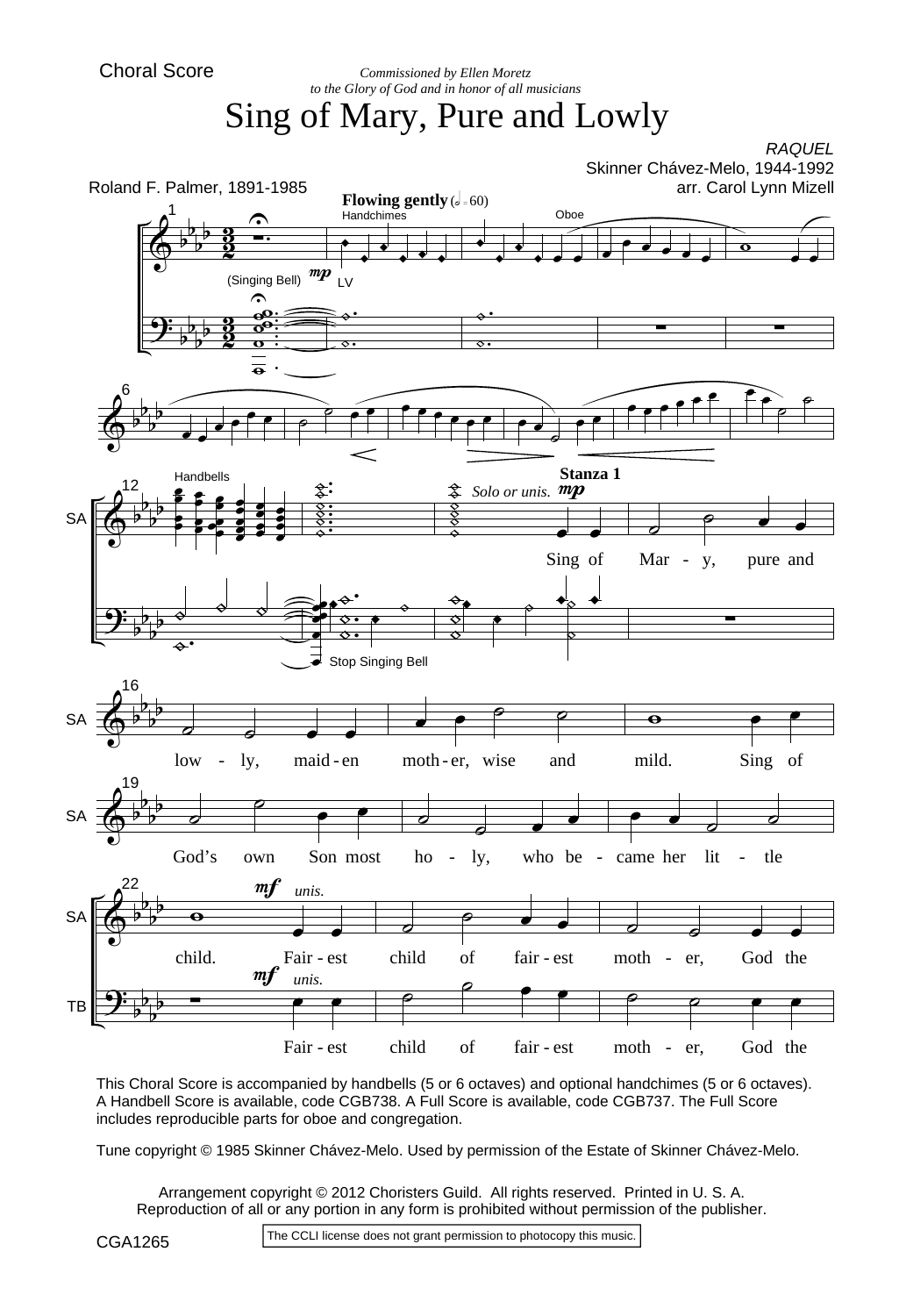Choral Score

*Commissioned by Ellen Moretz*
*to the Glory of God and in honor of all musicians*

# Sing of Mary, Pure and Lowly

*RAQUEL*
Skinner Chávez-Melo, 1944-1992
arr. Carol Lynn Mizell

Roland F. Palmer, 1891-1985

**Flowing gently** (♩ = 60)

Handchimes — Oboe — (Singing Bell) *mp* LV

Handbells — Stop Singing Bell

**Stanza 1** — *Solo or unis.* *mp*

SA: Sing of Mar - y, pure and low - ly, maid - en moth - er, wise and mild. Sing of God's own Son most ho - ly, who be - came her lit - tle child.

SA: *mf* *unis.* Fair - est child of fair - est moth - er, God the

TB: *mf* *unis.* Fair - est child of fair - est moth - er, God the

This Choral Score is accompanied by handbells (5 or 6 octaves) and optional handchimes (5 or 6 octaves). A Handbell Score is available, code CGB738. A Full Score is available, code CGB737. The Full Score includes reproducible parts for oboe and congregation.

Tune copyright © 1985 Skinner Chávez-Melo. Used by permission of the Estate of Skinner Chávez-Melo.

Arrangement copyright © 2012 Choristers Guild. All rights reserved. Printed in U. S. A.
Reproduction of all or any portion in any form is prohibited without permission of the publisher.

CGA1265

The CCLI license does not grant permission to photocopy this music.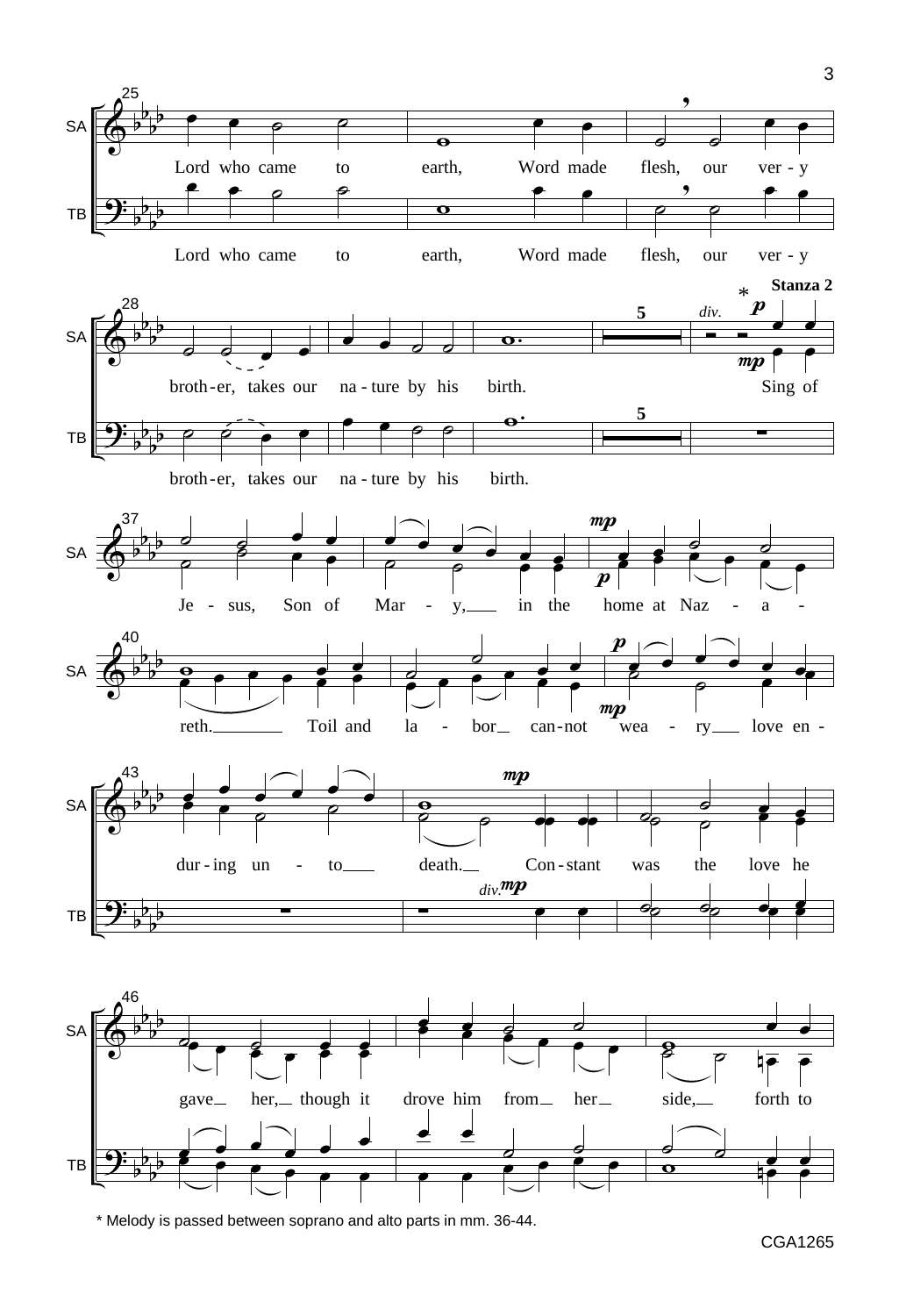* Melody is passed between soprano and alto parts in mm. 36-44.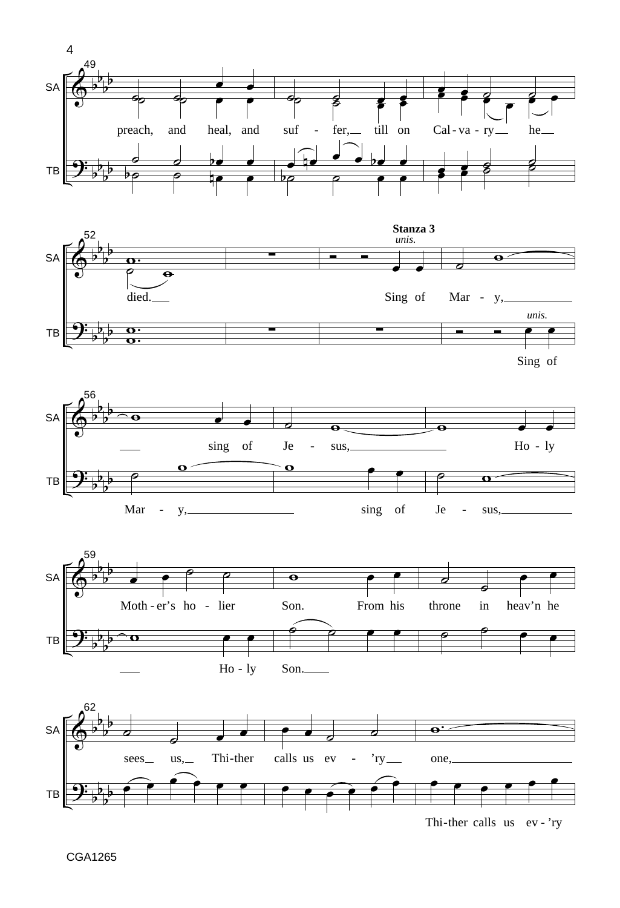**Stanza 3**

*unis.*

preach, and heal, and suf - fer, till on Cal-va-ry he died.

Sing of Mar - y, sing of Je - sus, Ho - ly Moth-er's ho - lier Son. From his throne in heav'n he sees us, Thi-ther calls us ev - 'ry one,

*unis.*

Sing of Mar - y, sing of Je - sus, Ho - ly Son. Thi-ther calls us ev-'ry